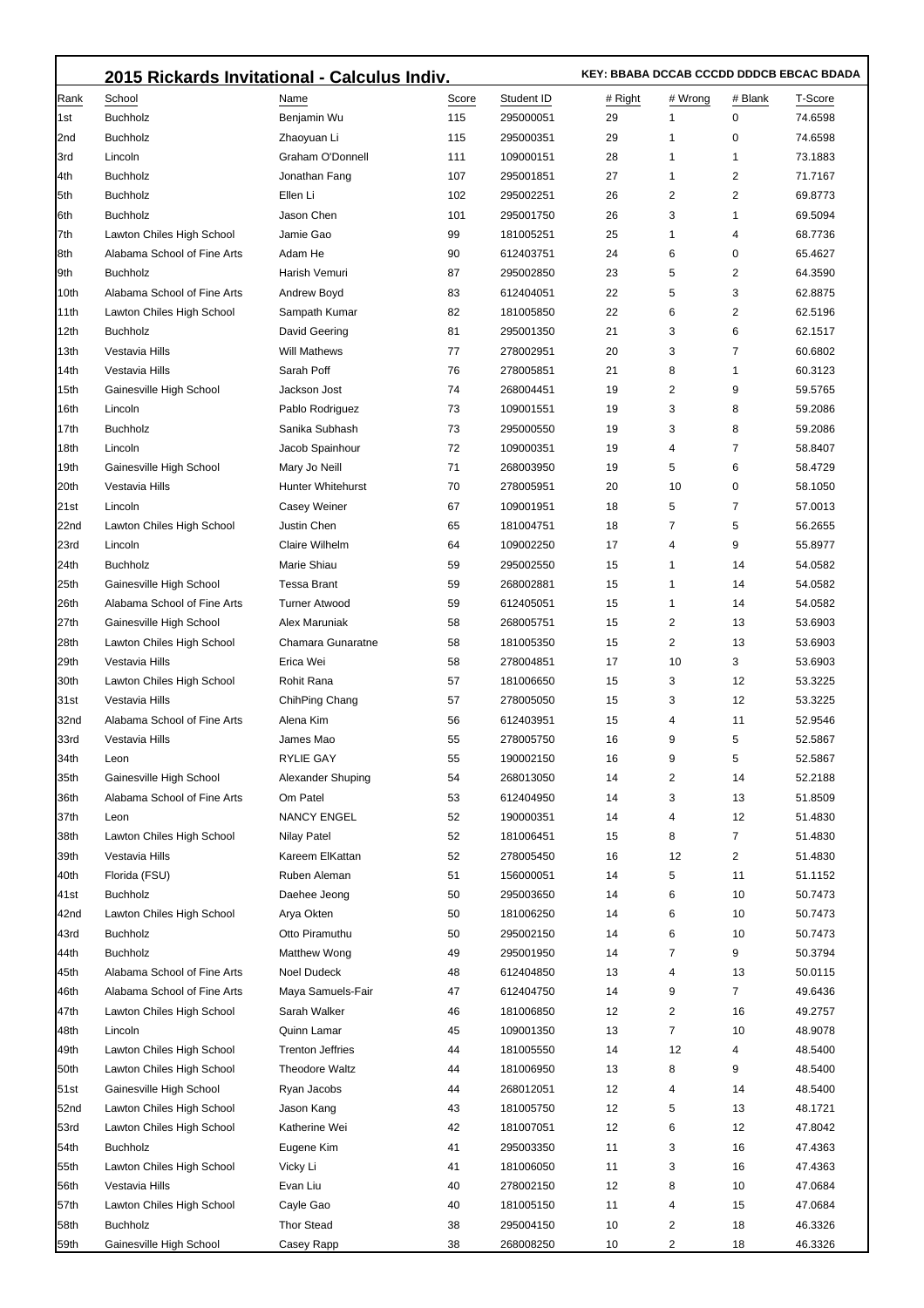## 2015 Rickards Invitational - Calculus Indiv.

**KEY: BBABA DCCAB CCCDD DDDCB EBCAC BDADA**

| Rank | School | Name | Score | Student ID | # Right | # Wrong | # Blank | T-Score |
|---|---|---|---|---|---|---|---|---|
| 1st | Buchholz | Benjamin Wu | 115 | 295000051 | 29 | 1 | 0 | 74.6598 |
| 2nd | Buchholz | Zhaoyuan Li | 115 | 295000351 | 29 | 1 | 0 | 74.6598 |
| 3rd | Lincoln | Graham O'Donnell | 111 | 109000151 | 28 | 1 | 1 | 73.1883 |
| 4th | Buchholz | Jonathan Fang | 107 | 295001851 | 27 | 1 | 2 | 71.7167 |
| 5th | Buchholz | Ellen Li | 102 | 295002251 | 26 | 2 | 2 | 69.8773 |
| 6th | Buchholz | Jason Chen | 101 | 295001750 | 26 | 3 | 1 | 69.5094 |
| 7th | Lawton Chiles High School | Jamie Gao | 99 | 181005251 | 25 | 1 | 4 | 68.7736 |
| 8th | Alabama School of Fine Arts | Adam He | 90 | 612403751 | 24 | 6 | 0 | 65.4627 |
| 9th | Buchholz | Harish Vemuri | 87 | 295002850 | 23 | 5 | 2 | 64.3590 |
| 10th | Alabama School of Fine Arts | Andrew Boyd | 83 | 612404051 | 22 | 5 | 3 | 62.8875 |
| 11th | Lawton Chiles High School | Sampath Kumar | 82 | 181005850 | 22 | 6 | 2 | 62.5196 |
| 12th | Buchholz | David Geering | 81 | 295001350 | 21 | 3 | 6 | 62.1517 |
| 13th | Vestavia Hills | Will Mathews | 77 | 278002951 | 20 | 3 | 7 | 60.6802 |
| 14th | Vestavia Hills | Sarah Poff | 76 | 278005851 | 21 | 8 | 1 | 60.3123 |
| 15th | Gainesville High School | Jackson Jost | 74 | 268004451 | 19 | 2 | 9 | 59.5765 |
| 16th | Lincoln | Pablo Rodriguez | 73 | 109001551 | 19 | 3 | 8 | 59.2086 |
| 17th | Buchholz | Sanika Subhash | 73 | 295000550 | 19 | 3 | 8 | 59.2086 |
| 18th | Lincoln | Jacob Spainhour | 72 | 109000351 | 19 | 4 | 7 | 58.8407 |
| 19th | Gainesville High School | Mary Jo Neill | 71 | 268003950 | 19 | 5 | 6 | 58.4729 |
| 20th | Vestavia Hills | Hunter Whitehurst | 70 | 278005951 | 20 | 10 | 0 | 58.1050 |
| 21st | Lincoln | Casey Weiner | 67 | 109001951 | 18 | 5 | 7 | 57.0013 |
| 22nd | Lawton Chiles High School | Justin Chen | 65 | 181004751 | 18 | 7 | 5 | 56.2655 |
| 23rd | Lincoln | Claire Wilhelm | 64 | 109002250 | 17 | 4 | 9 | 55.8977 |
| 24th | Buchholz | Marie Shiau | 59 | 295002550 | 15 | 1 | 14 | 54.0582 |
| 25th | Gainesville High School | Tessa Brant | 59 | 268002881 | 15 | 1 | 14 | 54.0582 |
| 26th | Alabama School of Fine Arts | Turner Atwood | 59 | 612405051 | 15 | 1 | 14 | 54.0582 |
| 27th | Gainesville High School | Alex Maruniak | 58 | 268005751 | 15 | 2 | 13 | 53.6903 |
| 28th | Lawton Chiles High School | Chamara Gunaratne | 58 | 181005350 | 15 | 2 | 13 | 53.6903 |
| 29th | Vestavia Hills | Erica Wei | 58 | 278004851 | 17 | 10 | 3 | 53.6903 |
| 30th | Lawton Chiles High School | Rohit Rana | 57 | 181006650 | 15 | 3 | 12 | 53.3225 |
| 31st | Vestavia Hills | ChihPing Chang | 57 | 278005050 | 15 | 3 | 12 | 53.3225 |
| 32nd | Alabama School of Fine Arts | Alena Kim | 56 | 612403951 | 15 | 4 | 11 | 52.9546 |
| 33rd | Vestavia Hills | James Mao | 55 | 278005750 | 16 | 9 | 5 | 52.5867 |
| 34th | Leon | RYLIE GAY | 55 | 190002150 | 16 | 9 | 5 | 52.5867 |
| 35th | Gainesville High School | Alexander Shuping | 54 | 268013050 | 14 | 2 | 14 | 52.2188 |
| 36th | Alabama School of Fine Arts | Om Patel | 53 | 612404950 | 14 | 3 | 13 | 51.8509 |
| 37th | Leon | NANCY ENGEL | 52 | 190000351 | 14 | 4 | 12 | 51.4830 |
| 38th | Lawton Chiles High School | Nilay Patel | 52 | 181006451 | 15 | 8 | 7 | 51.4830 |
| 39th | Vestavia Hills | Kareem ElKattan | 52 | 278005450 | 16 | 12 | 2 | 51.4830 |
| 40th | Florida (FSU) | Ruben Aleman | 51 | 156000051 | 14 | 5 | 11 | 51.1152 |
| 41st | Buchholz | Daehee Jeong | 50 | 295003650 | 14 | 6 | 10 | 50.7473 |
| 42nd | Lawton Chiles High School | Arya Okten | 50 | 181006250 | 14 | 6 | 10 | 50.7473 |
| 43rd | Buchholz | Otto Piramuthu | 50 | 295002150 | 14 | 6 | 10 | 50.7473 |
| 44th | Buchholz | Matthew Wong | 49 | 295001950 | 14 | 7 | 9 | 50.3794 |
| 45th | Alabama School of Fine Arts | Noel Dudeck | 48 | 612404850 | 13 | 4 | 13 | 50.0115 |
| 46th | Alabama School of Fine Arts | Maya Samuels-Fair | 47 | 612404750 | 14 | 9 | 7 | 49.6436 |
| 47th | Lawton Chiles High School | Sarah Walker | 46 | 181006850 | 12 | 2 | 16 | 49.2757 |
| 48th | Lincoln | Quinn Lamar | 45 | 109001350 | 13 | 7 | 10 | 48.9078 |
| 49th | Lawton Chiles High School | Trenton Jeffries | 44 | 181005550 | 14 | 12 | 4 | 48.5400 |
| 50th | Lawton Chiles High School | Theodore Waltz | 44 | 181006950 | 13 | 8 | 9 | 48.5400 |
| 51st | Gainesville High School | Ryan Jacobs | 44 | 268012051 | 12 | 4 | 14 | 48.5400 |
| 52nd | Lawton Chiles High School | Jason Kang | 43 | 181005750 | 12 | 5 | 13 | 48.1721 |
| 53rd | Lawton Chiles High School | Katherine Wei | 42 | 181007051 | 12 | 6 | 12 | 47.8042 |
| 54th | Buchholz | Eugene Kim | 41 | 295003350 | 11 | 3 | 16 | 47.4363 |
| 55th | Lawton Chiles High School | Vicky Li | 41 | 181006050 | 11 | 3 | 16 | 47.4363 |
| 56th | Vestavia Hills | Evan Liu | 40 | 278002150 | 12 | 8 | 10 | 47.0684 |
| 57th | Lawton Chiles High School | Cayle Gao | 40 | 181005150 | 11 | 4 | 15 | 47.0684 |
| 58th | Buchholz | Thor Stead | 38 | 295004150 | 10 | 2 | 18 | 46.3326 |
| 59th | Gainesville High School | Casey Rapp | 38 | 268008250 | 10 | 2 | 18 | 46.3326 |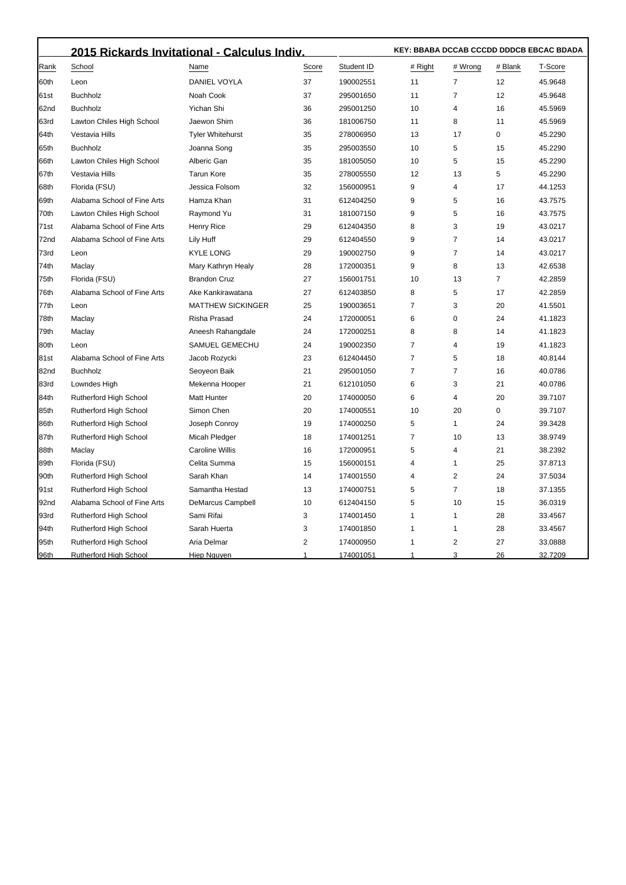## 2015 Rickards Invitational - Calculus Indiv.

**KEY: BBABA DCCAB CCCDD DDDCB EBCAC BDADA**

| Rank | School | Name | Score | Student ID | # Right | # Wrong | # Blank | T-Score |
|---|---|---|---|---|---|---|---|---|
| 60th | Leon | DANIEL VOYLA | 37 | 190002551 | 11 | 7 | 12 | 45.9648 |
| 61st | Buchholz | Noah Cook | 37 | 295001650 | 11 | 7 | 12 | 45.9648 |
| 62nd | Buchholz | Yichan Shi | 36 | 295001250 | 10 | 4 | 16 | 45.5969 |
| 63rd | Lawton Chiles High School | Jaewon Shim | 36 | 181006750 | 11 | 8 | 11 | 45.5969 |
| 64th | Vestavia Hills | Tyler Whitehurst | 35 | 278006950 | 13 | 17 | 0 | 45.2290 |
| 65th | Buchholz | Joanna Song | 35 | 295003550 | 10 | 5 | 15 | 45.2290 |
| 66th | Lawton Chiles High School | Alberic Gan | 35 | 181005050 | 10 | 5 | 15 | 45.2290 |
| 67th | Vestavia Hills | Tarun Kore | 35 | 278005550 | 12 | 13 | 5 | 45.2290 |
| 68th | Florida (FSU) | Jessica Folsom | 32 | 156000951 | 9 | 4 | 17 | 44.1253 |
| 69th | Alabama School of Fine Arts | Hamza Khan | 31 | 612404250 | 9 | 5 | 16 | 43.7575 |
| 70th | Lawton Chiles High School | Raymond Yu | 31 | 181007150 | 9 | 5 | 16 | 43.7575 |
| 71st | Alabama School of Fine Arts | Henry Rice | 29 | 612404350 | 8 | 3 | 19 | 43.0217 |
| 72nd | Alabama School of Fine Arts | Lily Huff | 29 | 612404550 | 9 | 7 | 14 | 43.0217 |
| 73rd | Leon | KYLE LONG | 29 | 190002750 | 9 | 7 | 14 | 43.0217 |
| 74th | Maclay | Mary Kathryn Healy | 28 | 172000351 | 9 | 8 | 13 | 42.6538 |
| 75th | Florida (FSU) | Brandon Cruz | 27 | 156001751 | 10 | 13 | 7 | 42.2859 |
| 76th | Alabama School of Fine Arts | Ake Kankirawatana | 27 | 612403850 | 8 | 5 | 17 | 42.2859 |
| 77th | Leon | MATTHEW SICKINGER | 25 | 190003651 | 7 | 3 | 20 | 41.5501 |
| 78th | Maclay | Risha Prasad | 24 | 172000051 | 6 | 0 | 24 | 41.1823 |
| 79th | Maclay | Aneesh Rahangdale | 24 | 172000251 | 8 | 8 | 14 | 41.1823 |
| 80th | Leon | SAMUEL GEMECHU | 24 | 190002350 | 7 | 4 | 19 | 41.1823 |
| 81st | Alabama School of Fine Arts | Jacob Rozycki | 23 | 612404450 | 7 | 5 | 18 | 40.8144 |
| 82nd | Buchholz | Seoyeon Baik | 21 | 295001050 | 7 | 7 | 16 | 40.0786 |
| 83rd | Lowndes High | Mekenna Hooper | 21 | 612101050 | 6 | 3 | 21 | 40.0786 |
| 84th | Rutherford High School | Matt Hunter | 20 | 174000050 | 6 | 4 | 20 | 39.7107 |
| 85th | Rutherford High School | Simon Chen | 20 | 174000551 | 10 | 20 | 0 | 39.7107 |
| 86th | Rutherford High School | Joseph Conroy | 19 | 174000250 | 5 | 1 | 24 | 39.3428 |
| 87th | Rutherford High School | Micah Pledger | 18 | 174001251 | 7 | 10 | 13 | 38.9749 |
| 88th | Maclay | Caroline Willis | 16 | 172000951 | 5 | 4 | 21 | 38.2392 |
| 89th | Florida (FSU) | Celita Summa | 15 | 156000151 | 4 | 1 | 25 | 37.8713 |
| 90th | Rutherford High School | Sarah Khan | 14 | 174001550 | 4 | 2 | 24 | 37.5034 |
| 91st | Rutherford High School | Samantha Hestad | 13 | 174000751 | 5 | 7 | 18 | 37.1355 |
| 92nd | Alabama School of Fine Arts | DeMarcus Campbell | 10 | 612404150 | 5 | 10 | 15 | 36.0319 |
| 93rd | Rutherford High School | Sami Rifai | 3 | 174001450 | 1 | 1 | 28 | 33.4567 |
| 94th | Rutherford High School | Sarah Huerta | 3 | 174001850 | 1 | 1 | 28 | 33.4567 |
| 95th | Rutherford High School | Aria Delmar | 2 | 174000950 | 1 | 2 | 27 | 33.0888 |
| 96th | Rutherford High School | Hiep Nguyen | 1 | 174001051 | 1 | 3 | 26 | 32.7209 |